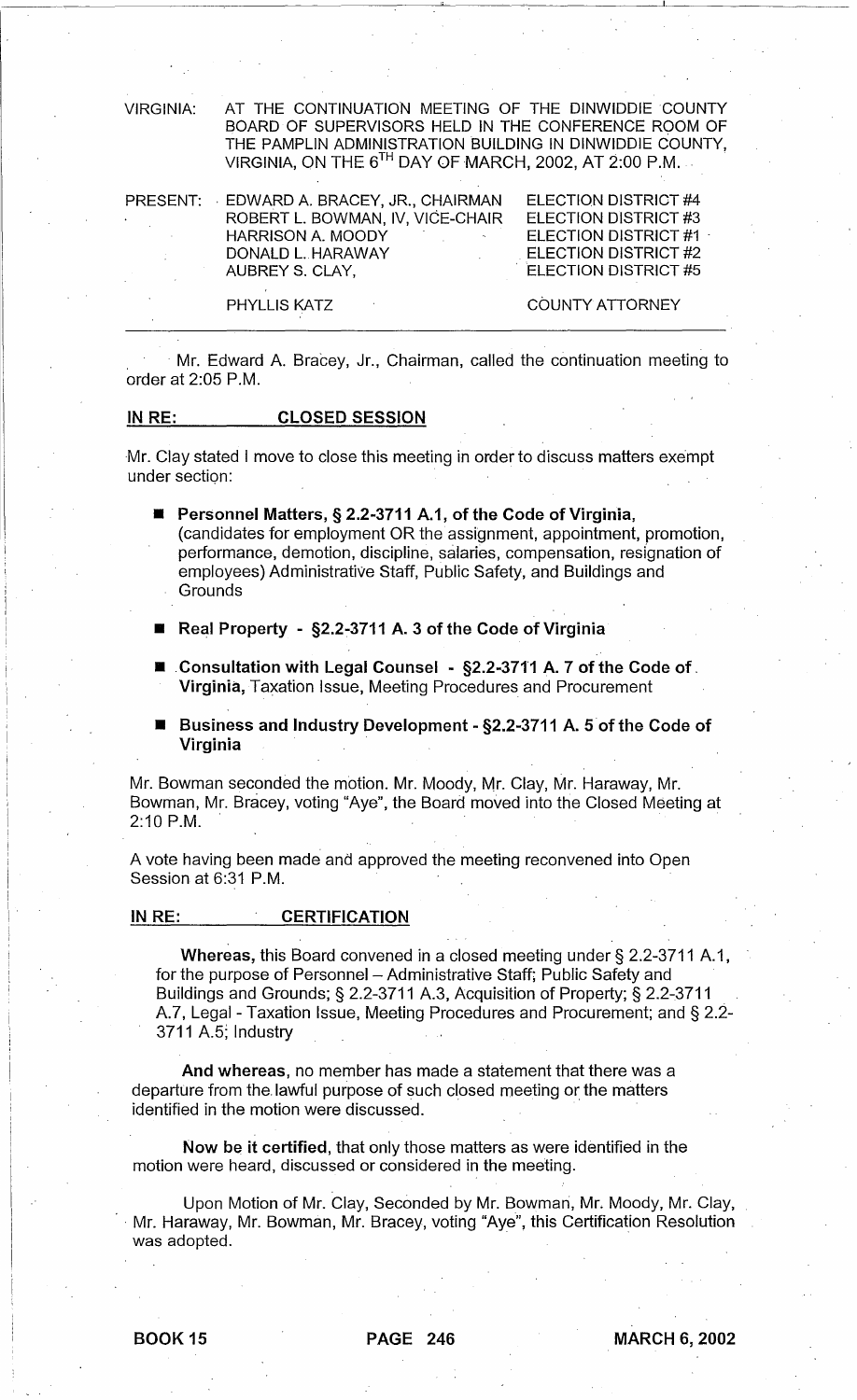VIRGINIA: AT THE CONTINUATION MEETING OF THE DINWIDDIE COUNTY BOARD OF SUPERVISORS HELD IN THE CONFERENCE ROOM OF THE PAMPLIN ADMINISTRATION BUILDING IN DINWIDDIE COUNTY, VIRGINIA, ON THE 6TH DAY OF MARCH, 2002, AT 2:00 P.M.

| PRESENT: | EDWARD A. BRACEY, JR., CHAIRMAN | ELECTION DISTRICT #4 |
|---|---|---|
| | ROBERT L. BOWMAN, IV, VICE-CHAIR | ELECTION DISTRICT #3 |
| | HARRISON A. MOODY | ELECTION DISTRICT #1 |
| | DONALD L. HARAWAY | ELECTION DISTRICT #2 |
| | AUBREY S. CLAY, | ELECTION DISTRICT #5 |
| | PHYLLIS KATZ | COUNTY ATTORNEY |

Mr. Edward A. Bracey, Jr., Chairman, called the continuation meeting to order at 2:05 P.M.

## IN RE: CLOSED SESSION

Mr. Clay stated I move to close this meeting in order to discuss matters exempt under section:

- **Personnel Matters, § 2.2-3711 A.1, of the Code of Virginia,** (candidates for employment OR the assignment, appointment, promotion, performance, demotion, discipline, salaries, compensation, resignation of employees) Administrative Staff, Public Safety, and Buildings and Grounds
- **Real Property - §2.2-3711 A. 3 of the Code of Virginia**
- **Consultation with Legal Counsel - §2.2-3711 A. 7 of the Code of Virginia,** Taxation Issue, Meeting Procedures and Procurement
- **Business and Industry Development - §2.2-3711 A. 5 of the Code of Virginia**

Mr. Bowman seconded the motion. Mr. Moody, Mr. Clay, Mr. Haraway, Mr. Bowman, Mr. Bracey, voting "Aye", the Board moved into the Closed Meeting at 2:10 P.M.

A vote having been made and approved the meeting reconvened into Open Session at 6:31 P.M.

## IN RE: CERTIFICATION

**Whereas,** this Board convened in a closed meeting under § 2.2-3711 A.1, for the purpose of Personnel – Administrative Staff; Public Safety and Buildings and Grounds; § 2.2-3711 A.3, Acquisition of Property; § 2.2-3711 A.7, Legal - Taxation Issue, Meeting Procedures and Procurement; and § 2.2-3711 A.5; Industry

**And whereas,** no member has made a statement that there was a departure from the lawful purpose of such closed meeting or the matters identified in the motion were discussed.

**Now be it certified,** that only those matters as were identified in the motion were heard, discussed or considered in the meeting.

Upon Motion of Mr. Clay, Seconded by Mr. Bowman, Mr. Moody, Mr. Clay, Mr. Haraway, Mr. Bowman, Mr. Bracey, voting "Aye", this Certification Resolution was adopted.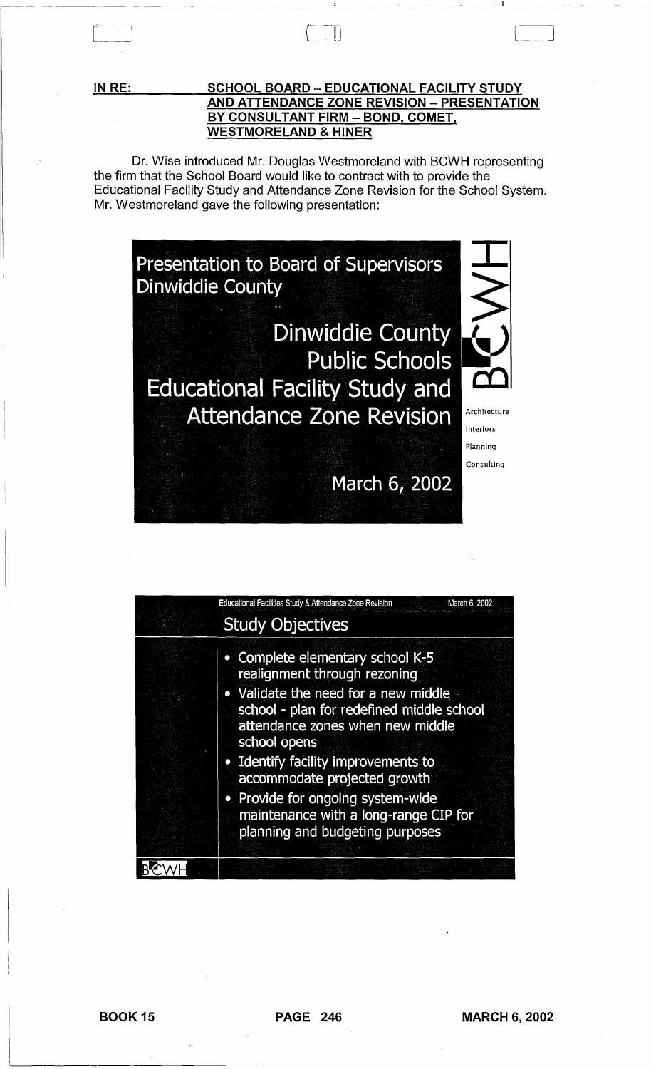**IN RE: SCHOOL BOARD – EDUCATIONAL FACILITY STUDY AND ATTENDANCE ZONE REVISION – PRESENTATION BY CONSULTANT FIRM – BOND, COMET, WESTMORELAND & HINER**

Dr. Wise introduced Mr. Douglas Westmoreland with BCWH representing the firm that the School Board would like to contract with to provide the Educational Facility Study and Attendance Zone Revision for the School System. Mr. Westmoreland gave the following presentation:

Presentation to Board of Supervisors
Dinwiddie County

Dinwiddie County
Public Schools
Educational Facility Study and
Attendance Zone Revision

March 6, 2002

BCWH
Architecture
Interiors
Planning
Consulting

Educational Facilities Study & Attendance Zone Revision — March 6, 2002

## Study Objectives

- Complete elementary school K-5 realignment through rezoning
- Validate the need for a new middle school - plan for redefined middle school attendance zones when new middle school opens
- Identify facility improvements to accommodate projected growth
- Provide for ongoing system-wide maintenance with a long-range CIP for planning and budgeting purposes

BCWH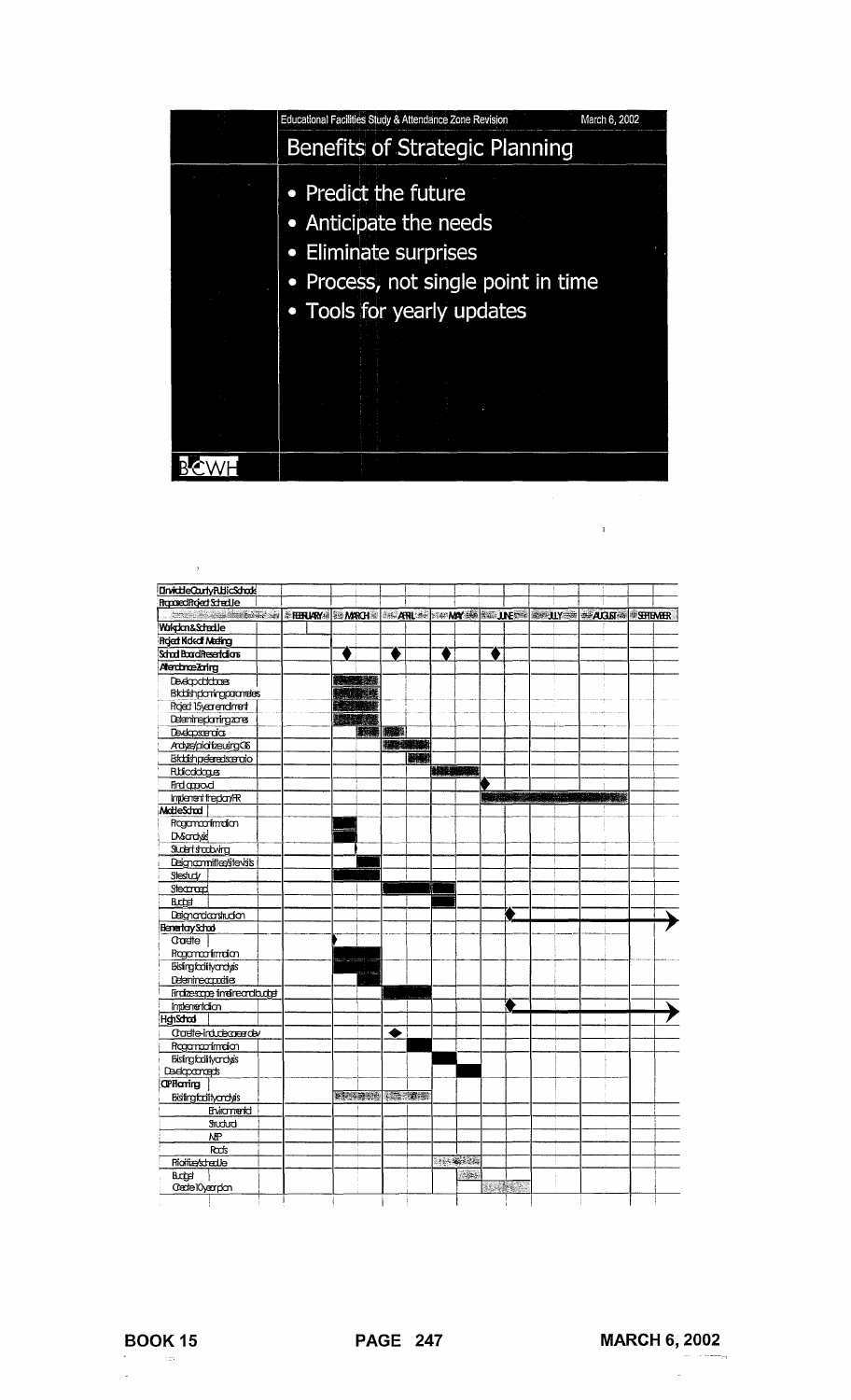Educational Facilities Study & Attendance Zone Revision — March 6, 2002

## Benefits of Strategic Planning

- Predict the future
- Anticipate the needs
- Eliminate surprises
- Process, not single point in time
- Tools for yearly updates

BCWH

Dinwiddie County Public Schools
Proposed Project Schedule

| Task | FEBRUARY | MARCH | APRIL | MAY | JUNE | JULY | AUGUST | SEPTEMBER |
|---|---|---|---|---|---|---|---|---|
| **Workplan & Schedule** | | | | | | | | |
| **Project Kickoff Meeting** | | | | | | | | |
| **School Board Presentations** | | ◆ | ◆ | ◆ | ◆ | | | |
| **Attendance Zoning** | | | | | | | | |
| Develop database | | | | | | | | |
| Establish planning parameters | | | | | | | | |
| Project 15 year enrollment | | | | | | | | |
| Determine planning zones | | | | | | | | |
| Develop scenarios | | | | | | | | |
| Analyze/prioritize using GIS | | | | | | | | |
| Establish preferred scenario | | | | | | | | |
| Public dialogues | | | | | | | | |
| Final approval | | | | | ◆ | | | |
| Implement transition/PR | | | | | | | | |
| **Middle School** | | | | | | | | |
| Program confirmation | | | | | | | | |
| DV&analysis | | | | | | | | |
| Student shadowing | | | | | | | | |
| Design committee/site visits | | | | | | | | |
| Site study | | | | | | | | |
| Site concept | | | | | | | | |
| Budget | | | | | | | | |
| Design and construction | | | | | ◆ | → | → | → |
| **Elementary School** | | | | | | | | |
| Charette | | | | | | | | |
| Program confirmation | | | | | | | | |
| Existing facility analysis | | | | | | | | |
| Determine capacities | | | | | | | | |
| Finalize scope, timeline and budget | | | | | | | | |
| Implementation | | | | | ◆ | → | → | → |
| **High School** | | | | | | | | |
| Charette - include career dev | | | ◆ | | | | | |
| Program confirmation | | | | | | | | |
| Existing facility analysis | | | | | | | | |
| Develop concepts | | | | | | | | |
| **CIP Planning** | | | | | | | | |
| Existing facility analysis | | | | | | | | |
| Environmental | | | | | | | | |
| Structural | | | | | | | | |
| MEP | | | | | | | | |
| Roofs | | | | | | | | |
| Prioritize/schedule | | | | | | | | |
| Budget | | | | | | | | |
| Create 10 year plan | | | | | | | | |

BOOK 15 PAGE 247 MARCH 6, 2002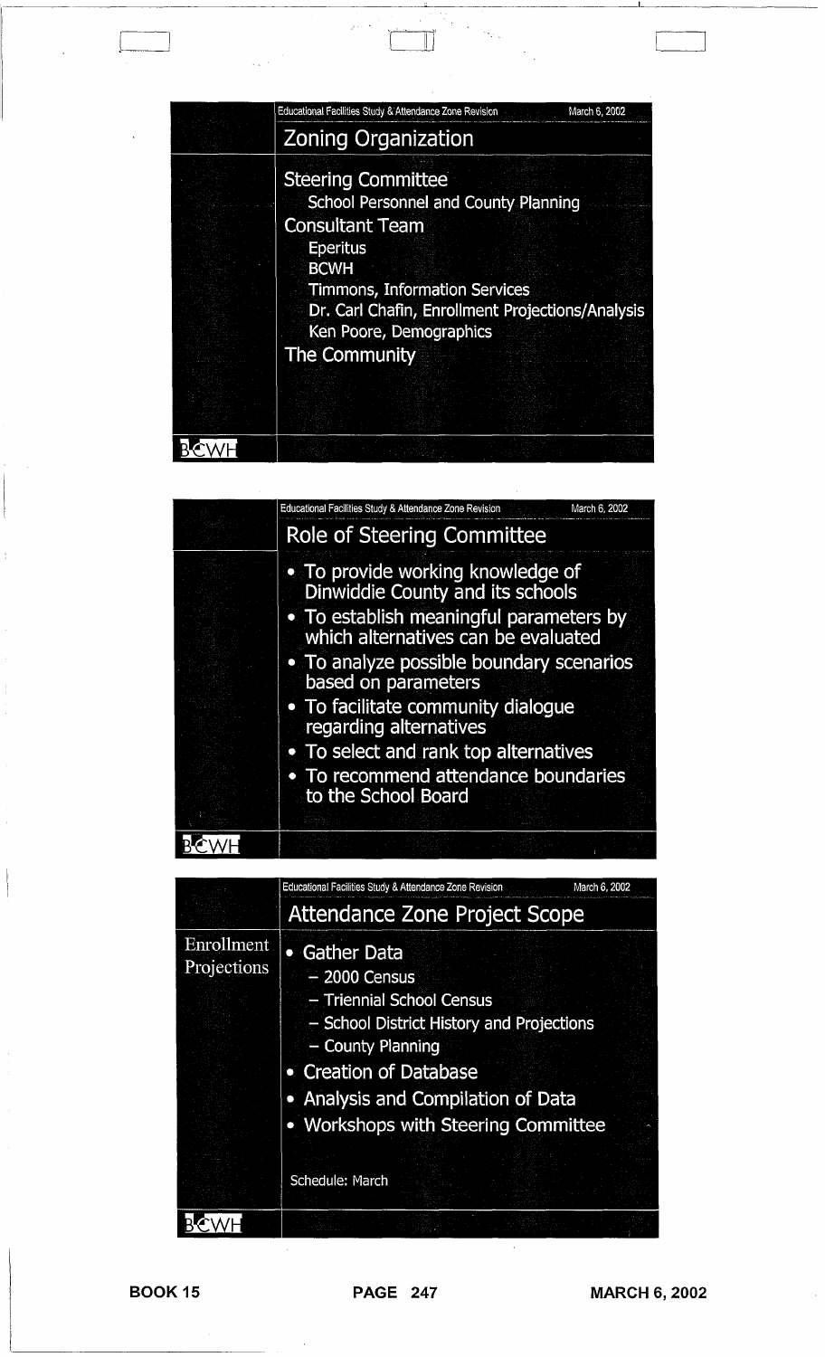Educational Facilities Study & Attendance Zone Revision — March 6, 2002

## Zoning Organization

**Steering Committee**
- School Personnel and County Planning

**Consultant Team**
- Eperitus
- BCWH
- Timmons, Information Services
- Dr. Carl Chafin, Enrollment Projections/Analysis
- Ken Poore, Demographics

**The Community**

BCWH

Educational Facilities Study & Attendance Zone Revision — March 6, 2002

## Role of Steering Committee

- To provide working knowledge of Dinwiddie County and its schools
- To establish meaningful parameters by which alternatives can be evaluated
- To analyze possible boundary scenarios based on parameters
- To facilitate community dialogue regarding alternatives
- To select and rank top alternatives
- To recommend attendance boundaries to the School Board

BCWH

Educational Facilities Study & Attendance Zone Revision — March 6, 2002

## Attendance Zone Project Scope

Enrollment Projections

- Gather Data
  - 2000 Census
  - Triennial School Census
  - School District History and Projections
  - County Planning
- Creation of Database
- Analysis and Compilation of Data
- Workshops with Steering Committee

Schedule: March

BCWH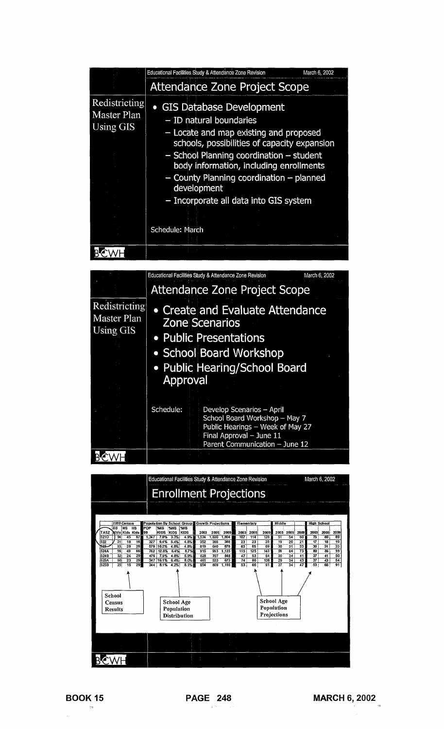Educational Facilities Study & Attendance Zone Revision — March 6, 2002

## Attendance Zone Project Scope

**Redistricting Master Plan Using GIS**

- GIS Database Development
  - ID natural boundaries
  - Locate and map existing and proposed schools, possibilities of capacity expansion
  - School Planning coordination – student body information, including enrollments
  - County Planning coordination – planned development
  - Incorporate all data into GIS system

Schedule: March

BCWH

Educational Facilities Study & Attendance Zone Revision — March 6, 2002

## Attendance Zone Project Scope

**Redistricting Master Plan Using GIS**

- Create and Evaluate Attendance Zone Scenarios
- Public Presentations
- School Board Workshop
- Public Hearing/School Board Approval

Schedule:
Develop Scenarios – April
School Board Workshop – May 7
Public Hearings – Week of May 27
Final Approval – June 11
Parent Communication – June 12

BCWH

Educational Facilities Study & Attendance Zone Revision — March 6, 2002

## Enrollment Projections

| | 1999 Census | | | Population By School Group | | | | Growth Projections | | | Elementary | | | Middle | | | High School | | |
|---|---|---|---|---|---|---|---|---|---|---|---|---|---|---|---|---|---|---|---|
| TASZ | ES Kids | MS Kids | HS Kids | POP 99 | %ES KIDS | %MS KIDS | %HS KIDS | 2003 | 2005 | 2009 | 2003 | 2005 | 2009 | 2003 | 2005 | 2009 | 2003 | 2005 | 2009 |
| 521D | 94 | 45 | 67 | 1,347 | 7.0% | 3.3% | 4.9% | 1,534 | 1,630 | 1,804 | 107 | 114 | 126 | 51 | 54 | 60 | 75 | 80 | 89 |
| 522 | 21 | 18 | 16 | 327 | 6.4% | 5.4% | 4.8% | 352 | 365 | 388 | 23 | 23 | 25 | 19 | 20 | 21 | 17 | 18 | 19 |
| 523 | 53 | 29 | 29 | 579 | 10.2% | 4.8% | 4.8% | 619 | 640 | 678 | 63 | 65 | 69 | 30 | 31 | 33 | 30 | 31 | 33 |
| 524A | 96 | 49 | 66 | 762 | 12.6% | 6.4% | 8.7% | 915 | 993 | 1,135 | 115 | 125 | 143 | 59 | 64 | 73 | 80 | 86 | 99 |
| 524B | 32 | 24 | 29 | 476 | 7.5% | 4.8% | 5.9% | 628 | 707 | 848 | 47 | 53 | 64 | 30 | 34 | 41 | 37 | 41 | 50 |
| 525A | 50 | 23 | 29 | 347 | 16.1% | 6.4% | 8.0% | 461 | 533 | 673 | 74 | 86 | 108 | 29 | 34 | 43 | 37 | 43 | 54 |
| 525B | 25 | 15 | 29 | 344 | 8.1% | 4.2% | 8.1% | 654 | 809 | 1,116 | 53 | 66 | 91 | 27 | 34 | 47 | 53 | 66 | 91 |

School Census Results — School Age Population Distribution — School Age Population Projections

BCWH

BOOK 15 PAGE 248 MARCH 6, 2002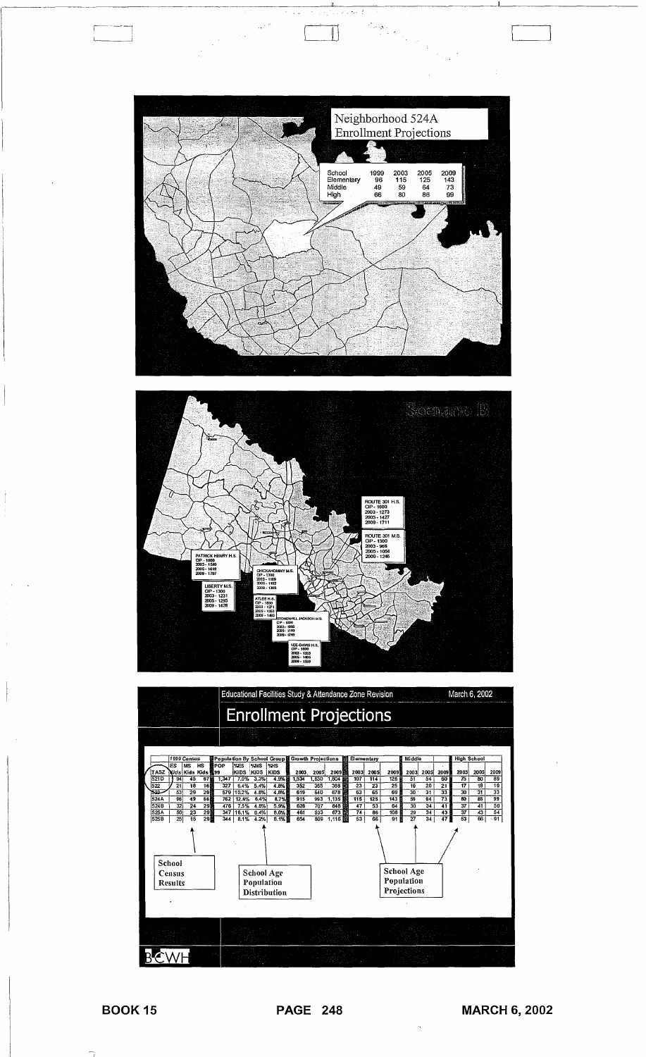## Neighborhood 524A Enrollment Projections

| School | 1999 | 2003 | 2005 | 2009 |
|---|---|---|---|---|
| Elementary | 96 | 115 | 125 | 143 |
| Middle | 49 | 59 | 64 | 73 |
| High | 66 | 80 | 86 | 99 |

## Scenario B

ROUTE 301 H.S.
CIP - 1600
2003 - 1273
2005 - 1427
2009 - 1711

ROUTE 301 M.S.
CIP - 1300
2003 - 968
2005 - 1054
2009 - 1245

PATRICK HENRY H.S.
CIP - 1600
2003 - 1540
2005 - 1619
2009 - 1797

LIBERTY M.S.
CIP - 1300
2003 - 1231
2005 - 1295
2009 - 1478

CHICKAHOMINY M.S.
CIP - 1300
2003 - 1109
2005 - 1152
2009 - 1305

ATLEE H.S.
CIP - 1600
2003 - 1271
2005 - 1353
2009 - 1463

STONEWALL JACKSON M.S.
CIP - 1300
2003 - 1065
2005 - 1149
2009 - 1269

LEE-DAVIS H.S.
CIP - 1600
2003 - 1353
2005 - 1405
2009 - 1539

## Educational Facilities Study & Attendance Zone Revision

March 6, 2002

## Enrollment Projections

| | 1999 Census | | | Population By School Group | | | | Growth Projections | | | Elementary | | | Middle | | | High School | | |
|---|---|---|---|---|---|---|---|---|---|---|---|---|---|---|---|---|---|---|---|
| TASZ | ES Kids | MS Kids | HS Kids | POP 99 | %ES KIDS | %MS KIDS | %HS KIDS | 2003 | 2005 | 2009 | 2003 | 2005 | 2009 | 2003 | 2005 | 2009 | 2003 | 2005 | 2009 |
| 521D | 94 | 45 | 67 | 1,347 | 7.0% | 3.3% | 4.9% | 1,534 | 1,630 | 1,804 | 107 | 114 | 126 | 51 | 54 | 60 | 75 | 80 | 89 |
| 522 | 21 | 18 | 16 | 327 | 6.4% | 5.4% | 4.8% | 352 | 365 | 388 | 23 | 23 | 25 | 19 | 20 | 21 | 17 | 18 | 19 |
| 523 | 53 | 29 | 29 | 579 | 10.2% | 4.8% | 4.8% | 619 | 640 | 678 | 63 | 65 | 69 | 30 | 31 | 33 | 30 | 31 | 33 |
| 524A | 96 | 49 | 66 | 762 | 12.6% | 6.4% | 8.7% | 915 | 993 | 1,135 | 115 | 125 | 143 | 59 | 64 | 73 | 80 | 86 | 99 |
| 524B | 32 | 24 | 29 | 476 | 7.5% | 4.8% | 5.9% | 628 | 707 | 848 | 47 | 53 | 64 | 30 | 34 | 41 | 37 | 41 | 50 |
| 525A | 50 | 23 | 29 | 347 | 16.1% | 6.4% | 8.0% | 461 | 533 | 673 | 74 | 86 | 108 | 29 | 34 | 43 | 37 | 43 | 54 |
| 525B | 25 | 15 | 29 | 344 | 8.1% | 4.2% | 8.1% | 654 | 809 | 1,116 | 53 | 66 | 91 | 27 | 34 | 47 | 53 | 66 | 91 |

School Census Results

School Age Population Distribution

School Age Population Projections

BCWH

BOOK 15 PAGE 248 MARCH 6, 2002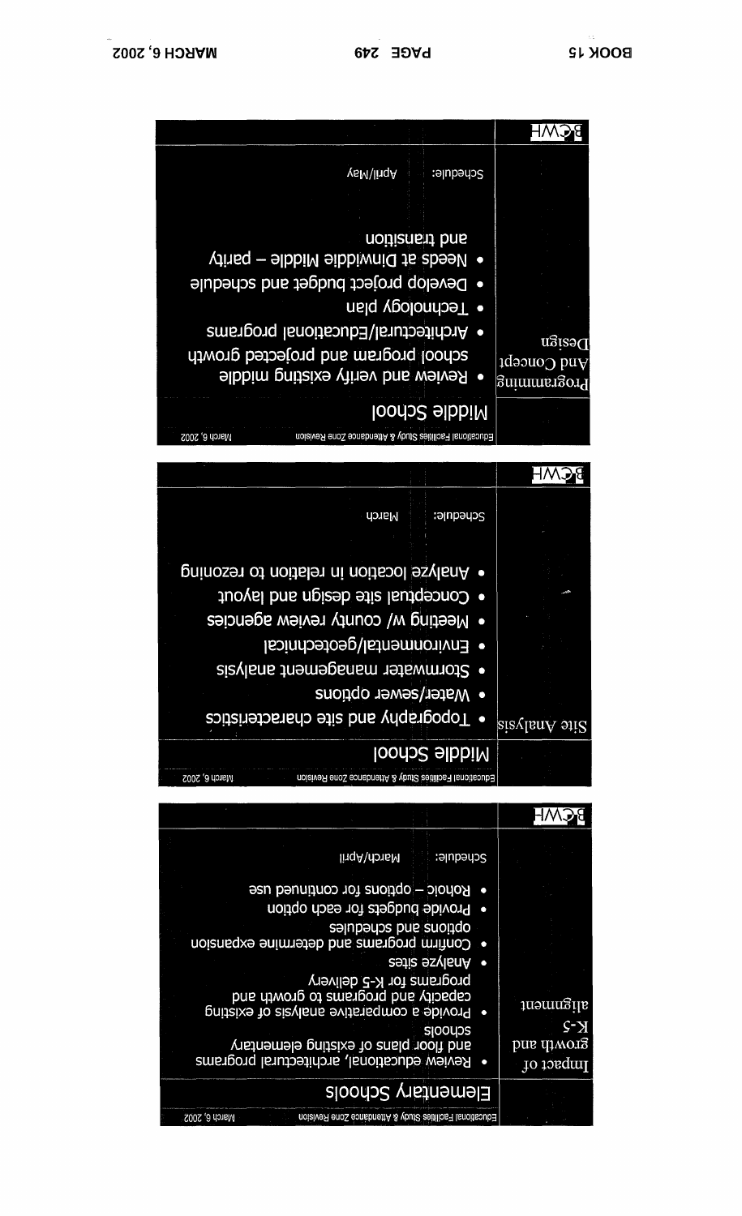Educational Facilities Study & Attendance Zone Revision — March 6, 2002

## Elementary Schools

**Impact of growth and K-5 alignment**

- Review educational, architectural programs and floor plans of existing elementary schools
- Provide a comparative analysis of existing capacity and programs to growth and programs for K-5 delivery
- Analyze sites
- Confirm programs and determine expansion options and schedules
- Provide budgets for each option
- Rohoic – options for continued use

Schedule: March/April

---

Educational Facilities Study & Attendance Zone Revision — March 6, 2002

## Middle School

**Site Analysis**

- Topography and site characteristics
- Water/sewer options
- Stormwater management analysis
- Environmental/geotechnical
- Meeting w/ county review agencies
- Conceptual site design and layout
- Analyze location in relation to rezoning

Schedule: March

---

Educational Facilities Study & Attendance Zone Revision — March 6, 2002

## Middle School

**Programming And Concept Design**

- Review and verify existing middle school program and projected growth
- Architectural/Educational programs
- Technology plan
- Develop project budget and schedule
- Needs at Dinwiddie Middle – parity and transition

Schedule: April/May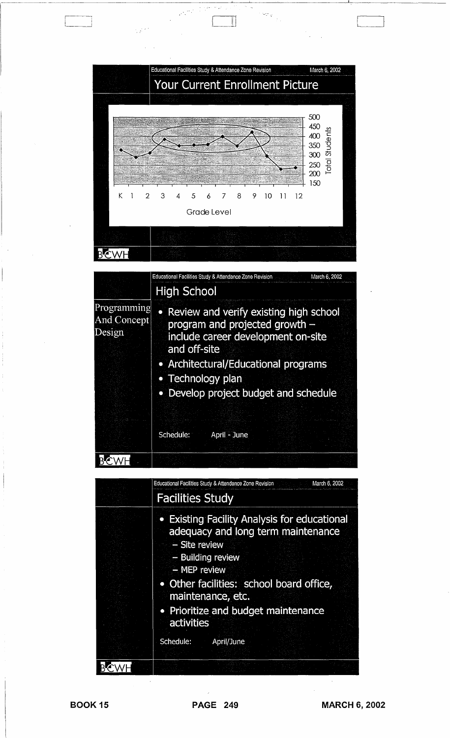Educational Facilities Study & Attendance Zone Revision — March 6, 2002

## Your Current Enrollment Picture

Total Students: 500, 450, 400, 350, 300, 250, 200, 150

K 1 2 3 4 5 6 7 8 9 10 11 12

Grade Level

BCWH

---

Educational Facilities Study & Attendance Zone Revision — March 6, 2002

## High School

**Programming And Concept Design**

- Review and verify existing high school program and projected growth – include career development on-site and off-site
- Architectural/Educational programs
- Technology plan
- Develop project budget and schedule

Schedule: April - June

BCWH

---

Educational Facilities Study & Attendance Zone Revision — March 6, 2002

## Facilities Study

- Existing Facility Analysis for educational adequacy and long term maintenance
  - Site review
  - Building review
  - MEP review
- Other facilities: school board office, maintenance, etc.
- Prioritize and budget maintenance activities

Schedule: April/June

BCWH

BOOK 15 PAGE 249 MARCH 6, 2002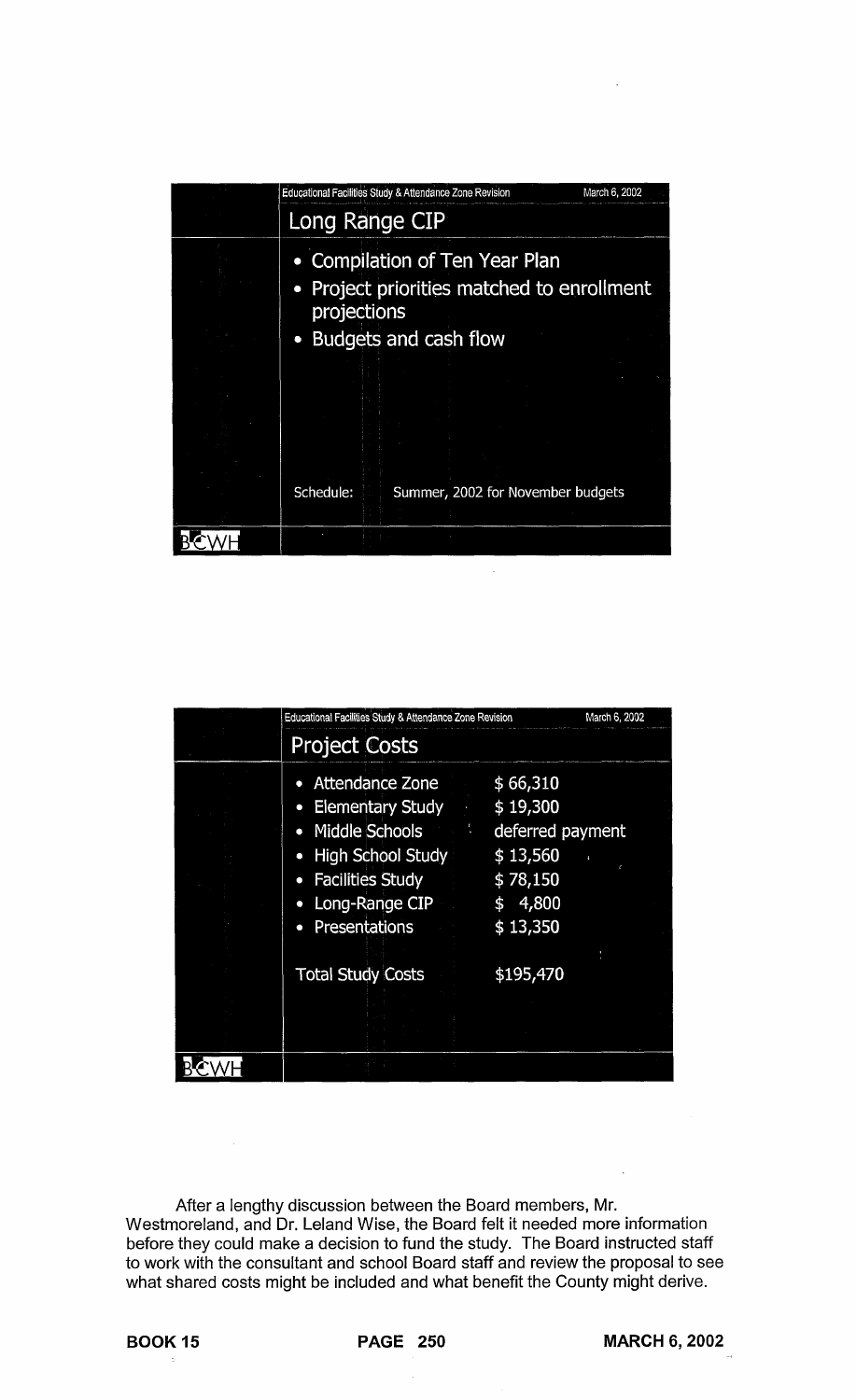Educational Facilities Study & Attendance Zone Revision — March 6, 2002

## Long Range CIP

- Compilation of Ten Year Plan
- Project priorities matched to enrollment projections
- Budgets and cash flow

Schedule: Summer, 2002 for November budgets

BCWH

Educational Facilities Study & Attendance Zone Revision — March 6, 2002

## Project Costs

| | |
|---|---|
| Attendance Zone | $ 66,310 |
| Elementary Study | $ 19,300 |
| Middle Schools | deferred payment |
| High School Study | $ 13,560 |
| Facilities Study | $ 78,150 |
| Long-Range CIP | $ 4,800 |
| Presentations | $ 13,350 |
| Total Study Costs | $195,470 |

BCWH

After a lengthy discussion between the Board members, Mr. Westmoreland, and Dr. Leland Wise, the Board felt it needed more information before they could make a decision to fund the study. The Board instructed staff to work with the consultant and school Board staff and review the proposal to see what shared costs might be included and what benefit the County might derive.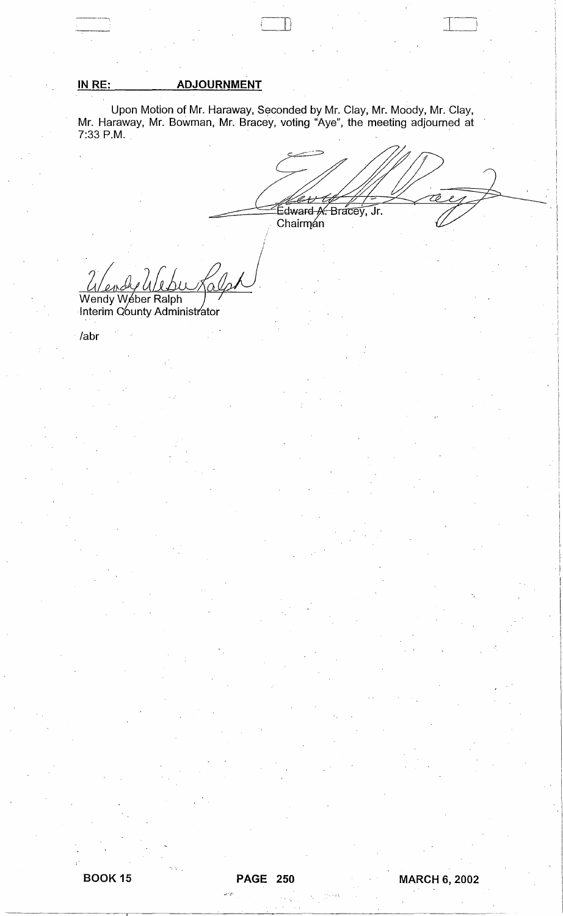**IN RE: ADJOURNMENT**

Upon Motion of Mr. Haraway, Seconded by Mr. Clay, Mr. Moody, Mr. Clay, Mr. Haraway, Mr. Bowman, Mr. Bracey, voting "Aye", the meeting adjourned at 7:33 P.M.

Edward A. Bracey, Jr.
Chairman

Wendy Weber Ralph
Interim County Administrator

/abr

BOOK 15 PAGE 250 MARCH 6, 2002